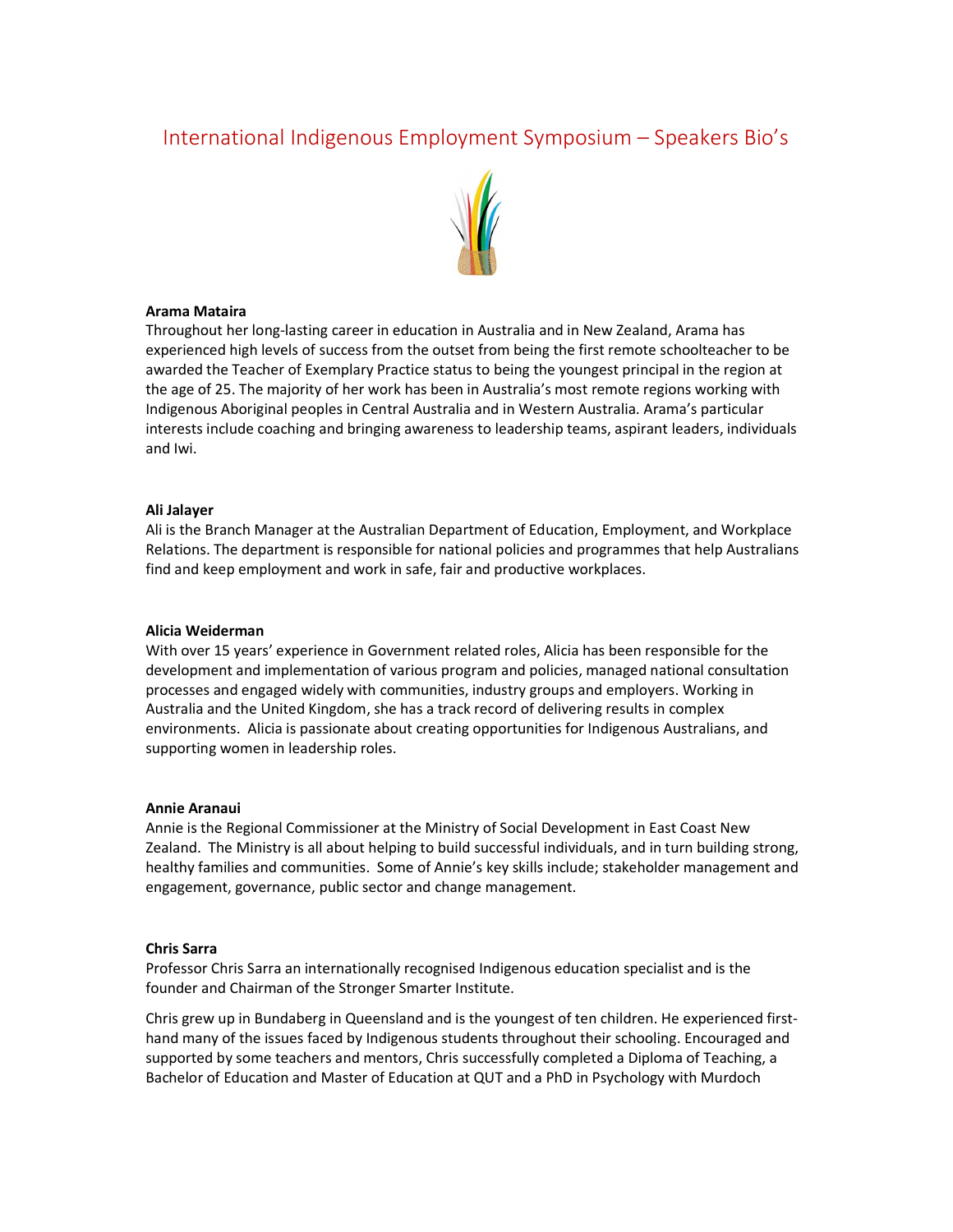# International Indigenous Employment Symposium – Speakers Bio's

**Arama Mataira**

Throughout her long-lasting career in education in Australia and in New Zealand, Arama has experienced high levels of success from the outset from being the first remote schoolteacher to be awarded the Teacher of Exemplary Practice status to being the youngest principal in the region at the age of 25. The majority of her work has been in Australia's most remote regions working with Indigenous Aboriginal peoples in Central Australia and in Western Australia. Arama's particular interests include coaching and bringing awareness to leadership teams, aspirant leaders, individuals and Iwi.

**Ali Jalayer**

Ali is the Branch Manager at the Australian Department of Education, Employment, and Workplace Relations. The department is responsible for national policies and programmes that help Australians find and keep employment and work in safe, fair and productive workplaces.

**Alicia Weiderman**

With over 15 years' experience in Government related roles, Alicia has been responsible for the development and implementation of various program and policies, managed national consultation processes and engaged widely with communities, industry groups and employers. Working in Australia and the United Kingdom, she has a track record of delivering results in complex environments. Alicia is passionate about creating opportunities for Indigenous Australians, and supporting women in leadership roles.

**Annie Aranaui**

Annie is the Regional Commissioner at the Ministry of Social Development in East Coast New Zealand. The Ministry is all about helping to build successful individuals, and in turn building strong, healthy families and communities. Some of Annie's key skills include; stakeholder management and engagement, governance, public sector and change management.

**Chris Sarra**

Professor Chris Sarra an internationally recognised Indigenous education specialist and is the founder and Chairman of the Stronger Smarter Institute.

Chris grew up in Bundaberg in Queensland and is the youngest of ten children. He experienced first-hand many of the issues faced by Indigenous students throughout their schooling. Encouraged and supported by some teachers and mentors, Chris successfully completed a Diploma of Teaching, a Bachelor of Education and Master of Education at QUT and a PhD in Psychology with Murdoch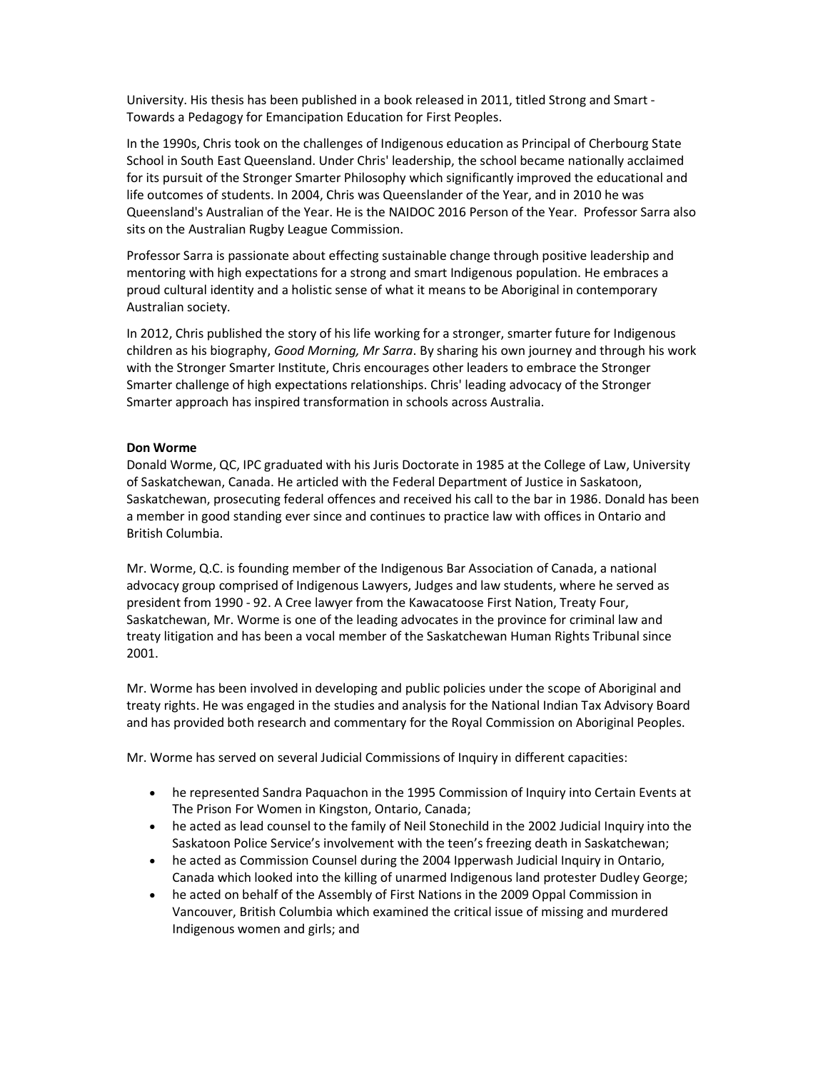University. His thesis has been published in a book released in 2011, titled Strong and Smart - Towards a Pedagogy for Emancipation Education for First Peoples.

In the 1990s, Chris took on the challenges of Indigenous education as Principal of Cherbourg State School in South East Queensland. Under Chris' leadership, the school became nationally acclaimed for its pursuit of the Stronger Smarter Philosophy which significantly improved the educational and life outcomes of students. In 2004, Chris was Queenslander of the Year, and in 2010 he was Queensland's Australian of the Year. He is the NAIDOC 2016 Person of the Year. Professor Sarra also sits on the Australian Rugby League Commission.

Professor Sarra is passionate about effecting sustainable change through positive leadership and mentoring with high expectations for a strong and smart Indigenous population. He embraces a proud cultural identity and a holistic sense of what it means to be Aboriginal in contemporary Australian society.

In 2012, Chris published the story of his life working for a stronger, smarter future for Indigenous children as his biography, *Good Morning, Mr Sarra*. By sharing his own journey and through his work with the Stronger Smarter Institute, Chris encourages other leaders to embrace the Stronger Smarter challenge of high expectations relationships. Chris' leading advocacy of the Stronger Smarter approach has inspired transformation in schools across Australia.

**Don Worme**

Donald Worme, QC, IPC graduated with his Juris Doctorate in 1985 at the College of Law, University of Saskatchewan, Canada. He articled with the Federal Department of Justice in Saskatoon, Saskatchewan, prosecuting federal offences and received his call to the bar in 1986. Donald has been a member in good standing ever since and continues to practice law with offices in Ontario and British Columbia.

Mr. Worme, Q.C. is founding member of the Indigenous Bar Association of Canada, a national advocacy group comprised of Indigenous Lawyers, Judges and law students, where he served as president from 1990 - 92. A Cree lawyer from the Kawacatoose First Nation, Treaty Four, Saskatchewan, Mr. Worme is one of the leading advocates in the province for criminal law and treaty litigation and has been a vocal member of the Saskatchewan Human Rights Tribunal since 2001.

Mr. Worme has been involved in developing and public policies under the scope of Aboriginal and treaty rights. He was engaged in the studies and analysis for the National Indian Tax Advisory Board and has provided both research and commentary for the Royal Commission on Aboriginal Peoples.

Mr. Worme has served on several Judicial Commissions of Inquiry in different capacities:

- he represented Sandra Paquachon in the 1995 Commission of Inquiry into Certain Events at The Prison For Women in Kingston, Ontario, Canada;
- he acted as lead counsel to the family of Neil Stonechild in the 2002 Judicial Inquiry into the Saskatoon Police Service's involvement with the teen's freezing death in Saskatchewan;
- he acted as Commission Counsel during the 2004 Ipperwash Judicial Inquiry in Ontario, Canada which looked into the killing of unarmed Indigenous land protester Dudley George;
- he acted on behalf of the Assembly of First Nations in the 2009 Oppal Commission in Vancouver, British Columbia which examined the critical issue of missing and murdered Indigenous women and girls; and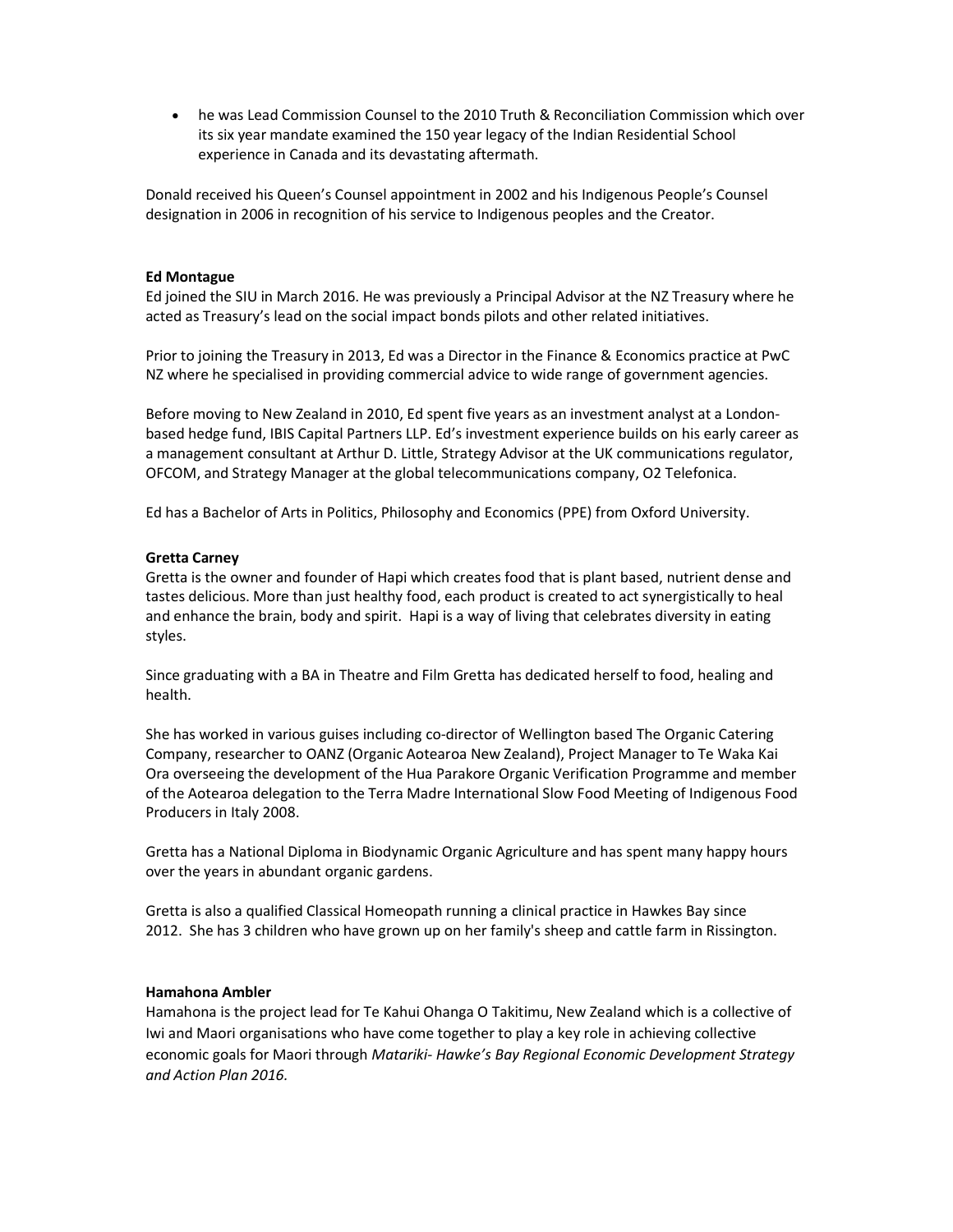- he was Lead Commission Counsel to the 2010 Truth & Reconciliation Commission which over its six year mandate examined the 150 year legacy of the Indian Residential School experience in Canada and its devastating aftermath.

Donald received his Queen's Counsel appointment in 2002 and his Indigenous People's Counsel designation in 2006 in recognition of his service to Indigenous peoples and the Creator.

**Ed Montague**

Ed joined the SIU in March 2016. He was previously a Principal Advisor at the NZ Treasury where he acted as Treasury's lead on the social impact bonds pilots and other related initiatives.

Prior to joining the Treasury in 2013, Ed was a Director in the Finance & Economics practice at PwC NZ where he specialised in providing commercial advice to wide range of government agencies.

Before moving to New Zealand in 2010, Ed spent five years as an investment analyst at a London-based hedge fund, IBIS Capital Partners LLP. Ed's investment experience builds on his early career as a management consultant at Arthur D. Little, Strategy Advisor at the UK communications regulator, OFCOM, and Strategy Manager at the global telecommunications company, O2 Telefonica.

Ed has a Bachelor of Arts in Politics, Philosophy and Economics (PPE) from Oxford University.

**Gretta Carney**

Gretta is the owner and founder of Hapi which creates food that is plant based, nutrient dense and tastes delicious. More than just healthy food, each product is created to act synergistically to heal and enhance the brain, body and spirit. Hapi is a way of living that celebrates diversity in eating styles.

Since graduating with a BA in Theatre and Film Gretta has dedicated herself to food, healing and health.

She has worked in various guises including co-director of Wellington based The Organic Catering Company, researcher to OANZ (Organic Aotearoa New Zealand), Project Manager to Te Waka Kai Ora overseeing the development of the Hua Parakore Organic Verification Programme and member of the Aotearoa delegation to the Terra Madre International Slow Food Meeting of Indigenous Food Producers in Italy 2008.

Gretta has a National Diploma in Biodynamic Organic Agriculture and has spent many happy hours over the years in abundant organic gardens.

Gretta is also a qualified Classical Homeopath running a clinical practice in Hawkes Bay since 2012. She has 3 children who have grown up on her family's sheep and cattle farm in Rissington.

**Hamahona Ambler**

Hamahona is the project lead for Te Kahui Ohanga O Takitimu, New Zealand which is a collective of Iwi and Maori organisations who have come together to play a key role in achieving collective economic goals for Maori through *Matariki- Hawke's Bay Regional Economic Development Strategy and Action Plan 2016.*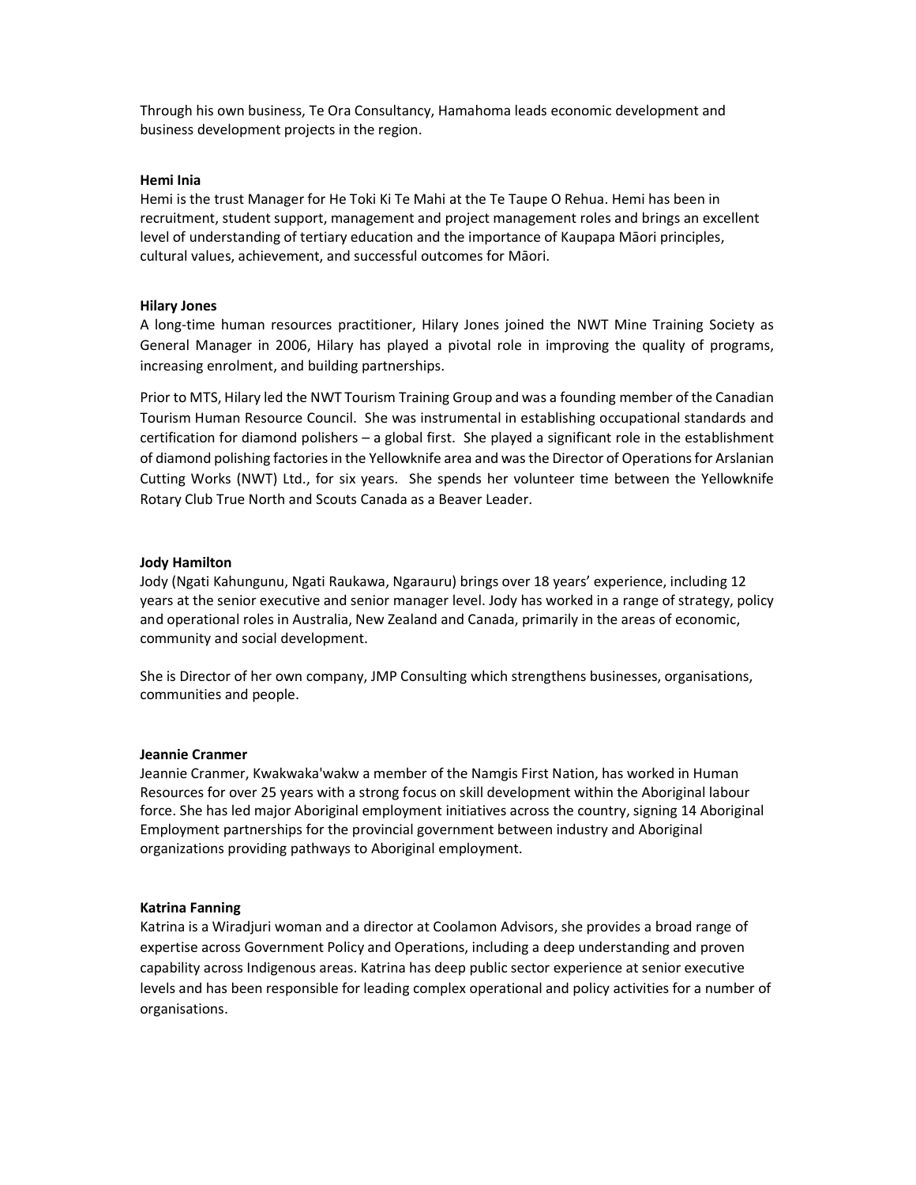Through his own business, Te Ora Consultancy, Hamahoma leads economic development and business development projects in the region.

**Hemi Inia**

Hemi is the trust Manager for He Toki Ki Te Mahi at the Te Taupe O Rehua. Hemi has been in recruitment, student support, management and project management roles and brings an excellent level of understanding of tertiary education and the importance of Kaupapa Māori principles, cultural values, achievement, and successful outcomes for Māori.

**Hilary Jones**

A long-time human resources practitioner, Hilary Jones joined the NWT Mine Training Society as General Manager in 2006, Hilary has played a pivotal role in improving the quality of programs, increasing enrolment, and building partnerships.

Prior to MTS, Hilary led the NWT Tourism Training Group and was a founding member of the Canadian Tourism Human Resource Council. She was instrumental in establishing occupational standards and certification for diamond polishers – a global first. She played a significant role in the establishment of diamond polishing factories in the Yellowknife area and was the Director of Operations for Arslanian Cutting Works (NWT) Ltd., for six years. She spends her volunteer time between the Yellowknife Rotary Club True North and Scouts Canada as a Beaver Leader.

**Jody Hamilton**

Jody (Ngati Kahungunu, Ngati Raukawa, Ngarauru) brings over 18 years' experience, including 12 years at the senior executive and senior manager level. Jody has worked in a range of strategy, policy and operational roles in Australia, New Zealand and Canada, primarily in the areas of economic, community and social development.

She is Director of her own company, JMP Consulting which strengthens businesses, organisations, communities and people.

**Jeannie Cranmer**

Jeannie Cranmer, Kwakwaka'wakw a member of the Namgis First Nation, has worked in Human Resources for over 25 years with a strong focus on skill development within the Aboriginal labour force. She has led major Aboriginal employment initiatives across the country, signing 14 Aboriginal Employment partnerships for the provincial government between industry and Aboriginal organizations providing pathways to Aboriginal employment.

**Katrina Fanning**

Katrina is a Wiradjuri woman and a director at Coolamon Advisors, she provides a broad range of expertise across Government Policy and Operations, including a deep understanding and proven capability across Indigenous areas. Katrina has deep public sector experience at senior executive levels and has been responsible for leading complex operational and policy activities for a number of organisations.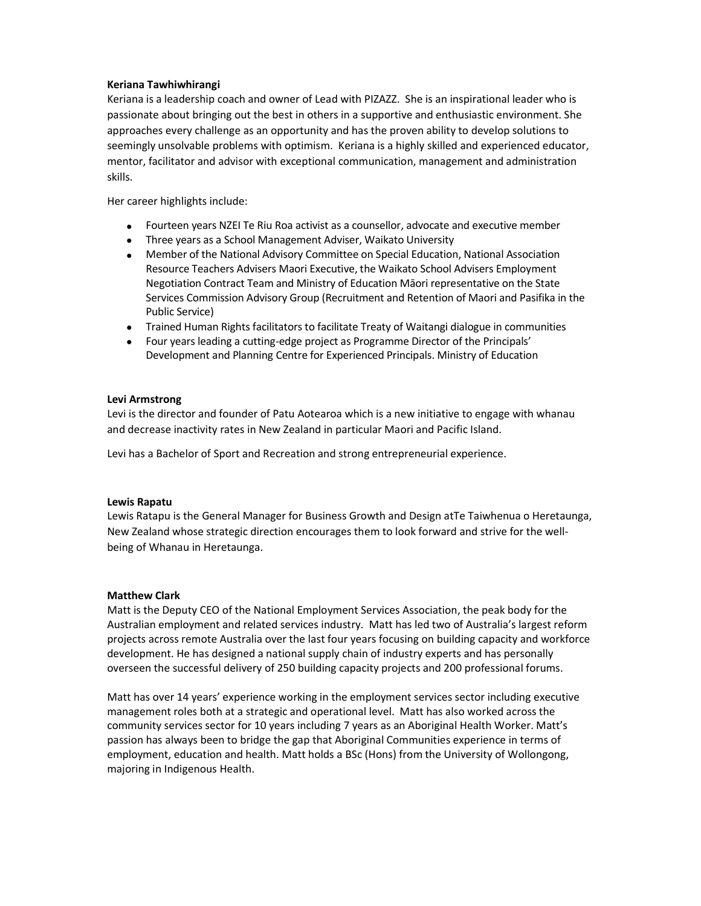**Keriana Tawhiwhirangi**

Keriana is a leadership coach and owner of Lead with PIZAZZ. She is an inspirational leader who is passionate about bringing out the best in others in a supportive and enthusiastic environment. She approaches every challenge as an opportunity and has the proven ability to develop solutions to seemingly unsolvable problems with optimism. Keriana is a highly skilled and experienced educator, mentor, facilitator and advisor with exceptional communication, management and administration skills.

Her career highlights include:

- Fourteen years NZEI Te Riu Roa activist as a counsellor, advocate and executive member
- Three years as a School Management Adviser, Waikato University
- Member of the National Advisory Committee on Special Education, National Association Resource Teachers Advisers Maori Executive, the Waikato School Advisers Employment Negotiation Contract Team and Ministry of Education Māori representative on the State Services Commission Advisory Group (Recruitment and Retention of Maori and Pasifika in the Public Service)
- Trained Human Rights facilitators to facilitate Treaty of Waitangi dialogue in communities
- Four years leading a cutting-edge project as Programme Director of the Principals' Development and Planning Centre for Experienced Principals. Ministry of Education

**Levi Armstrong**

Levi is the director and founder of Patu Aotearoa which is a new initiative to engage with whanau and decrease inactivity rates in New Zealand in particular Maori and Pacific Island.

Levi has a Bachelor of Sport and Recreation and strong entrepreneurial experience.

**Lewis Rapatu**

Lewis Ratapu is the General Manager for Business Growth and Design atTe Taiwhenua o Heretaunga, New Zealand whose strategic direction encourages them to look forward and strive for the well-being of Whanau in Heretaunga.

**Matthew Clark**

Matt is the Deputy CEO of the National Employment Services Association, the peak body for the Australian employment and related services industry. Matt has led two of Australia's largest reform projects across remote Australia over the last four years focusing on building capacity and workforce development. He has designed a national supply chain of industry experts and has personally overseen the successful delivery of 250 building capacity projects and 200 professional forums.

Matt has over 14 years' experience working in the employment services sector including executive management roles both at a strategic and operational level. Matt has also worked across the community services sector for 10 years including 7 years as an Aboriginal Health Worker. Matt's passion has always been to bridge the gap that Aboriginal Communities experience in terms of employment, education and health. Matt holds a BSc (Hons) from the University of Wollongong, majoring in Indigenous Health.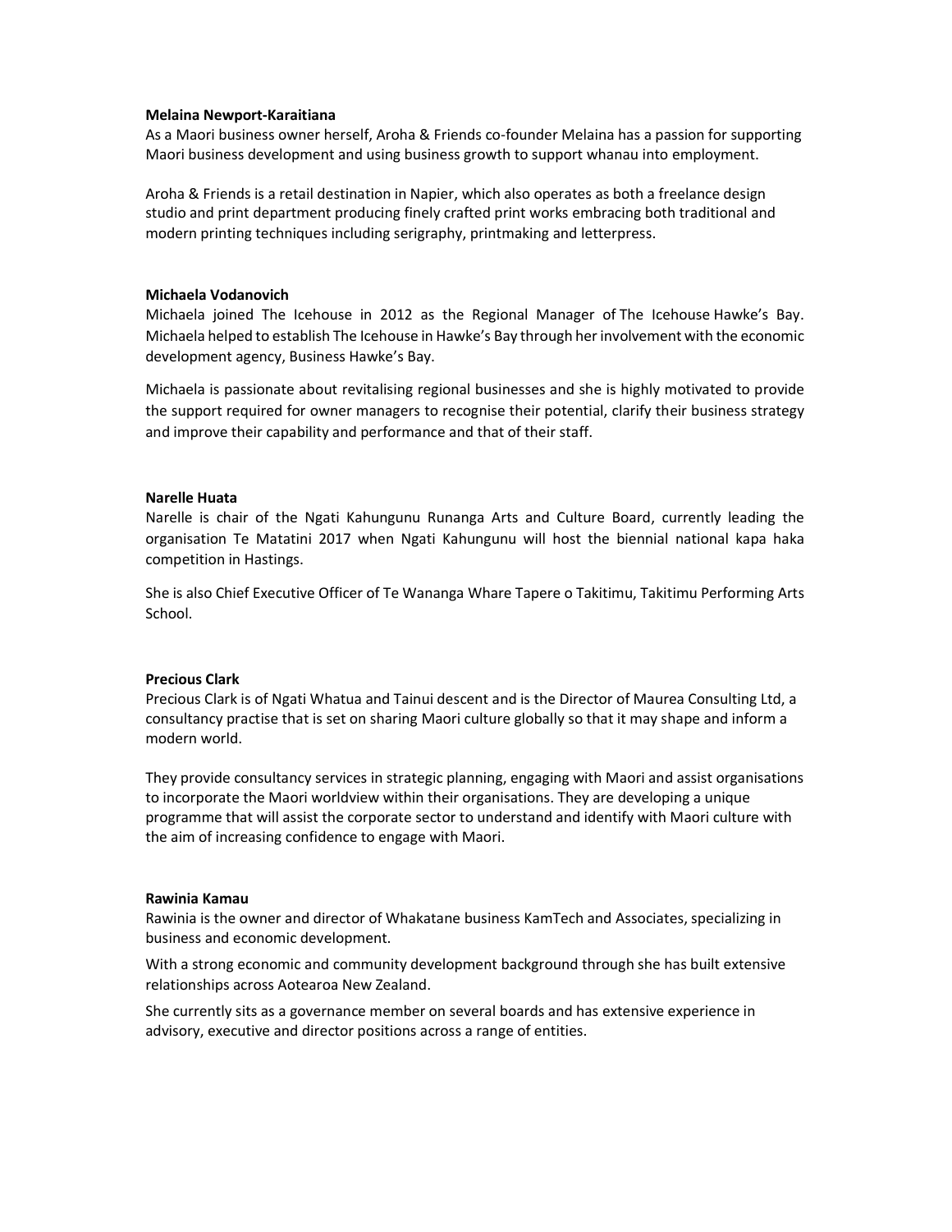**Melaina Newport-Karaitiana**

As a Maori business owner herself, Aroha & Friends co-founder Melaina has a passion for supporting Maori business development and using business growth to support whanau into employment.

Aroha & Friends is a retail destination in Napier, which also operates as both a freelance design studio and print department producing finely crafted print works embracing both traditional and modern printing techniques including serigraphy, printmaking and letterpress.

**Michaela Vodanovich**

Michaela joined The Icehouse in 2012 as the Regional Manager of The Icehouse Hawke's Bay. Michaela helped to establish The Icehouse in Hawke's Bay through her involvement with the economic development agency, Business Hawke's Bay.

Michaela is passionate about revitalising regional businesses and she is highly motivated to provide the support required for owner managers to recognise their potential, clarify their business strategy and improve their capability and performance and that of their staff.

**Narelle Huata**

Narelle is chair of the Ngati Kahungunu Runanga Arts and Culture Board, currently leading the organisation Te Matatini 2017 when Ngati Kahungunu will host the biennial national kapa haka competition in Hastings.

She is also Chief Executive Officer of Te Wananga Whare Tapere o Takitimu, Takitimu Performing Arts School.

**Precious Clark**

Precious Clark is of Ngati Whatua and Tainui descent and is the Director of Maurea Consulting Ltd, a consultancy practise that is set on sharing Maori culture globally so that it may shape and inform a modern world.

They provide consultancy services in strategic planning, engaging with Maori and assist organisations to incorporate the Maori worldview within their organisations. They are developing a unique programme that will assist the corporate sector to understand and identify with Maori culture with the aim of increasing confidence to engage with Maori.

**Rawinia Kamau**

Rawinia is the owner and director of Whakatane business KamTech and Associates, specializing in business and economic development.

With a strong economic and community development background through she has built extensive relationships across Aotearoa New Zealand.

She currently sits as a governance member on several boards and has extensive experience in advisory, executive and director positions across a range of entities.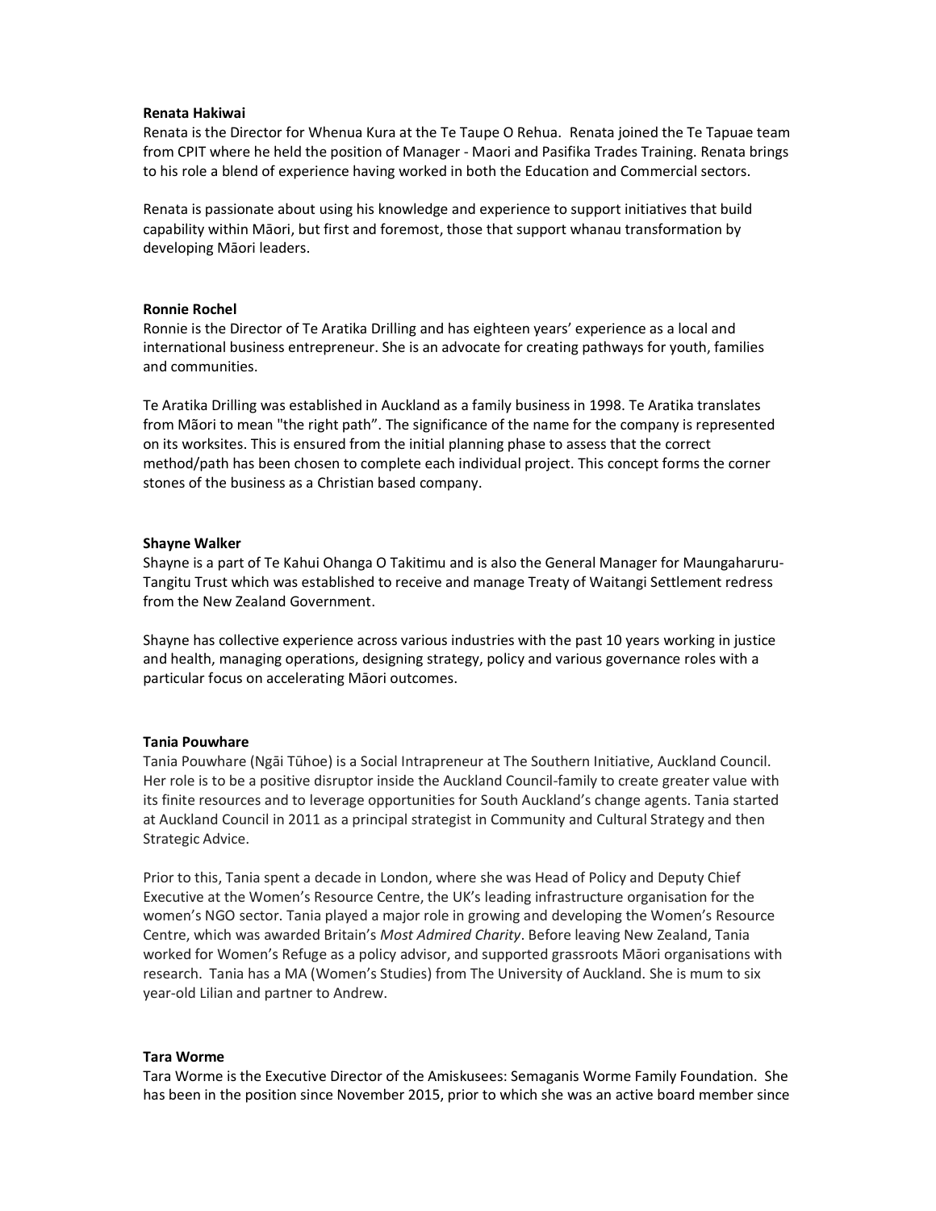**Renata Hakiwai**
Renata is the Director for Whenua Kura at the Te Taupe O Rehua. Renata joined the Te Tapuae team from CPIT where he held the position of Manager - Maori and Pasifika Trades Training. Renata brings to his role a blend of experience having worked in both the Education and Commercial sectors.

Renata is passionate about using his knowledge and experience to support initiatives that build capability within Māori, but first and foremost, those that support whanau transformation by developing Māori leaders.

**Ronnie Rochel**
Ronnie is the Director of Te Aratika Drilling and has eighteen years' experience as a local and international business entrepreneur. She is an advocate for creating pathways for youth, families and communities.

Te Aratika Drilling was established in Auckland as a family business in 1998. Te Aratika translates from Māori to mean "the right path". The significance of the name for the company is represented on its worksites. This is ensured from the initial planning phase to assess that the correct method/path has been chosen to complete each individual project. This concept forms the corner stones of the business as a Christian based company.

**Shayne Walker**
Shayne is a part of Te Kahui Ohanga O Takitimu and is also the General Manager for Maungaharuru-Tangitu Trust which was established to receive and manage Treaty of Waitangi Settlement redress from the New Zealand Government.

Shayne has collective experience across various industries with the past 10 years working in justice and health, managing operations, designing strategy, policy and various governance roles with a particular focus on accelerating Māori outcomes.

**Tania Pouwhare**
Tania Pouwhare (Ngāi Tūhoe) is a Social Intrapreneur at The Southern Initiative, Auckland Council. Her role is to be a positive disruptor inside the Auckland Council-family to create greater value with its finite resources and to leverage opportunities for South Auckland's change agents. Tania started at Auckland Council in 2011 as a principal strategist in Community and Cultural Strategy and then Strategic Advice.

Prior to this, Tania spent a decade in London, where she was Head of Policy and Deputy Chief Executive at the Women's Resource Centre, the UK's leading infrastructure organisation for the women's NGO sector. Tania played a major role in growing and developing the Women's Resource Centre, which was awarded Britain's *Most Admired Charity*. Before leaving New Zealand, Tania worked for Women's Refuge as a policy advisor, and supported grassroots Māori organisations with research. Tania has a MA (Women's Studies) from The University of Auckland. She is mum to six year-old Lilian and partner to Andrew.

**Tara Worme**
Tara Worme is the Executive Director of the Amiskusees: Semaganis Worme Family Foundation. She has been in the position since November 2015, prior to which she was an active board member since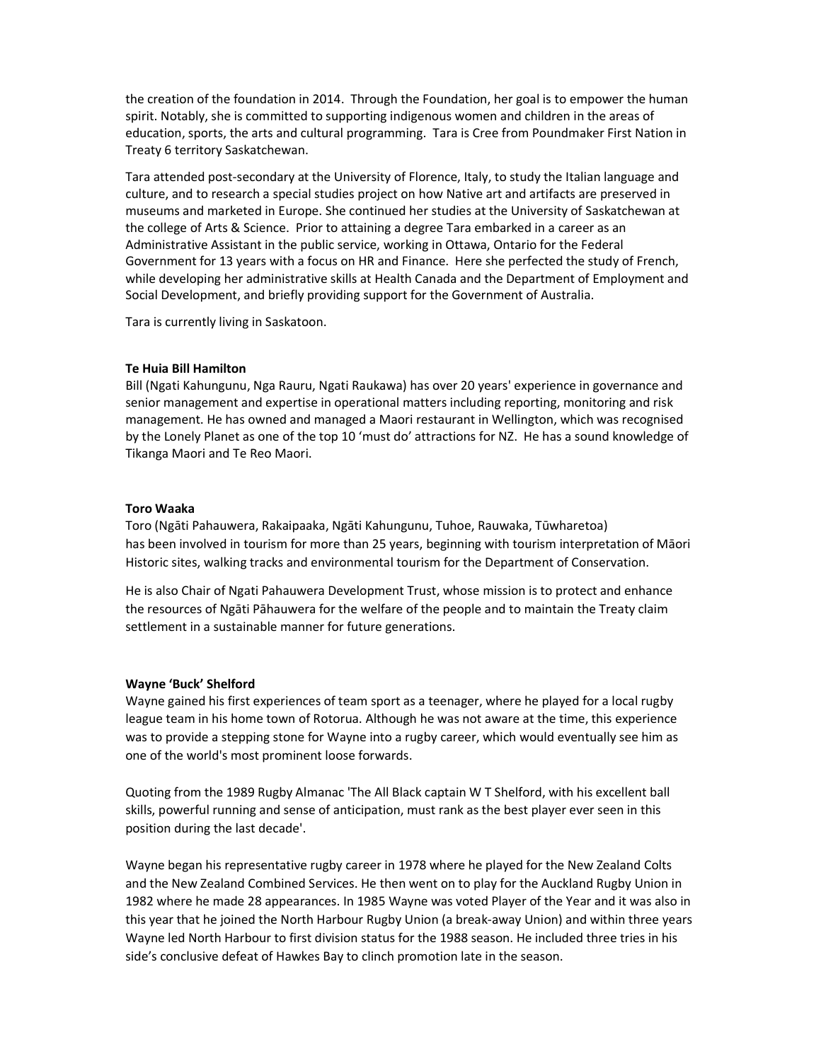the creation of the foundation in 2014. Through the Foundation, her goal is to empower the human spirit. Notably, she is committed to supporting indigenous women and children in the areas of education, sports, the arts and cultural programming. Tara is Cree from Poundmaker First Nation in Treaty 6 territory Saskatchewan.

Tara attended post-secondary at the University of Florence, Italy, to study the Italian language and culture, and to research a special studies project on how Native art and artifacts are preserved in museums and marketed in Europe. She continued her studies at the University of Saskatchewan at the college of Arts & Science. Prior to attaining a degree Tara embarked in a career as an Administrative Assistant in the public service, working in Ottawa, Ontario for the Federal Government for 13 years with a focus on HR and Finance. Here she perfected the study of French, while developing her administrative skills at Health Canada and the Department of Employment and Social Development, and briefly providing support for the Government of Australia.

Tara is currently living in Saskatoon.

**Te Huia Bill Hamilton**

Bill (Ngati Kahungunu, Nga Rauru, Ngati Raukawa) has over 20 years' experience in governance and senior management and expertise in operational matters including reporting, monitoring and risk management. He has owned and managed a Maori restaurant in Wellington, which was recognised by the Lonely Planet as one of the top 10 'must do' attractions for NZ. He has a sound knowledge of Tikanga Maori and Te Reo Maori.

**Toro Waaka**

Toro (Ngāti Pahauwera, Rakaipaaka, Ngāti Kahungunu, Tuhoe, Rauwaka, Tūwharetoa) has been involved in tourism for more than 25 years, beginning with tourism interpretation of Māori Historic sites, walking tracks and environmental tourism for the Department of Conservation.

He is also Chair of Ngati Pahauwera Development Trust, whose mission is to protect and enhance the resources of Ngāti Pāhauwera for the welfare of the people and to maintain the Treaty claim settlement in a sustainable manner for future generations.

**Wayne 'Buck' Shelford**

Wayne gained his first experiences of team sport as a teenager, where he played for a local rugby league team in his home town of Rotorua. Although he was not aware at the time, this experience was to provide a stepping stone for Wayne into a rugby career, which would eventually see him as one of the world's most prominent loose forwards.

Quoting from the 1989 Rugby Almanac 'The All Black captain W T Shelford, with his excellent ball skills, powerful running and sense of anticipation, must rank as the best player ever seen in this position during the last decade'.

Wayne began his representative rugby career in 1978 where he played for the New Zealand Colts and the New Zealand Combined Services. He then went on to play for the Auckland Rugby Union in 1982 where he made 28 appearances. In 1985 Wayne was voted Player of the Year and it was also in this year that he joined the North Harbour Rugby Union (a break-away Union) and within three years Wayne led North Harbour to first division status for the 1988 season. He included three tries in his side's conclusive defeat of Hawkes Bay to clinch promotion late in the season.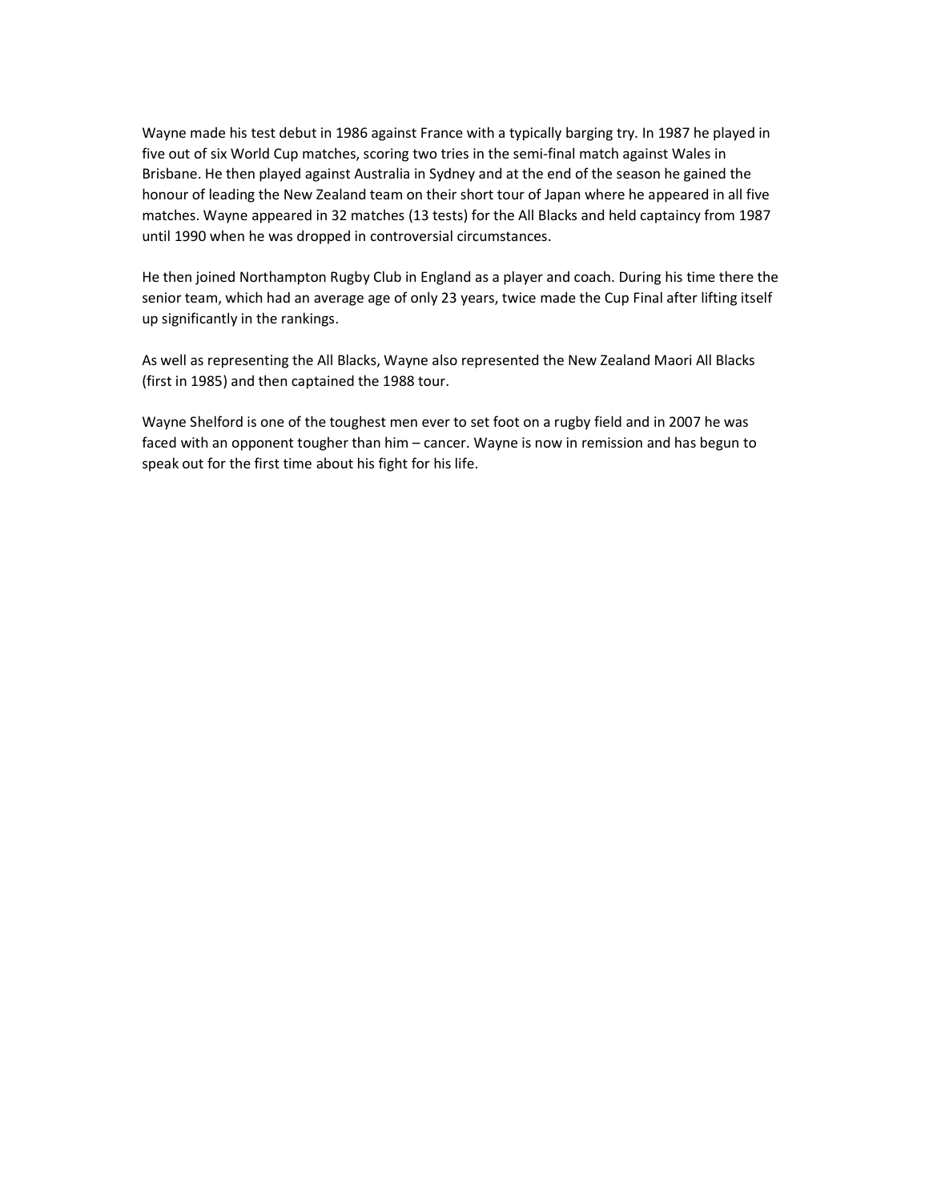Wayne made his test debut in 1986 against France with a typically barging try. In 1987 he played in five out of six World Cup matches, scoring two tries in the semi-final match against Wales in Brisbane. He then played against Australia in Sydney and at the end of the season he gained the honour of leading the New Zealand team on their short tour of Japan where he appeared in all five matches. Wayne appeared in 32 matches (13 tests) for the All Blacks and held captaincy from 1987 until 1990 when he was dropped in controversial circumstances.

He then joined Northampton Rugby Club in England as a player and coach. During his time there the senior team, which had an average age of only 23 years, twice made the Cup Final after lifting itself up significantly in the rankings.

As well as representing the All Blacks, Wayne also represented the New Zealand Maori All Blacks (first in 1985) and then captained the 1988 tour.

Wayne Shelford is one of the toughest men ever to set foot on a rugby field and in 2007 he was faced with an opponent tougher than him – cancer. Wayne is now in remission and has begun to speak out for the first time about his fight for his life.